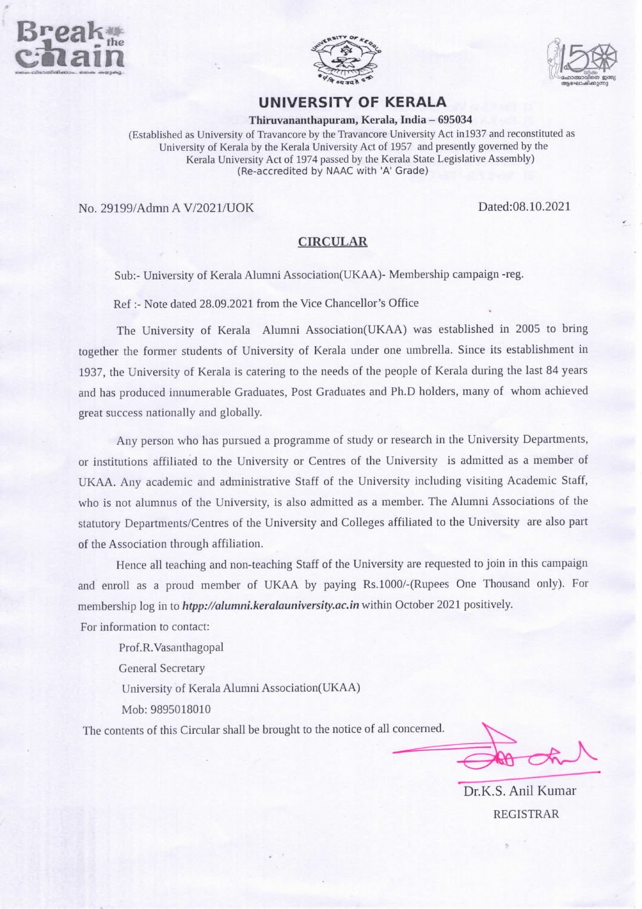# UNIVERSITY OF KERALA

**Thiruvananthapuram, Kerala, India – 695034**

(Established as University of Travancore by the Travancore University Act in1937 and reconstituted as University of Kerala by the Kerala University Act of 1957 and presently governed by the Kerala University Act of 1974 passed by the Kerala State Legislative Assembly)
(Re-accredited by NAAC with 'A' Grade)

No. 29199/Admn A V/2021/UOK

Dated:08.10.2021

## CIRCULAR

Sub:- University of Kerala Alumni Association(UKAA)- Membership campaign -reg.

Ref :- Note dated 28.09.2021 from the Vice Chancellor's Office

The University of Kerala Alumni Association(UKAA) was established in 2005 to bring together the former students of University of Kerala under one umbrella. Since its establishment in 1937, the University of Kerala is catering to the needs of the people of Kerala during the last 84 years and has produced innumerable Graduates, Post Graduates and Ph.D holders, many of whom achieved great success nationally and globally.

Any person who has pursued a programme of study or research in the University Departments, or institutions affiliated to the University or Centres of the University is admitted as a member of UKAA. Any academic and administrative Staff of the University including visiting Academic Staff, who is not alumnus of the University, is also admitted as a member. The Alumni Associations of the statutory Departments/Centres of the University and Colleges affiliated to the University are also part of the Association through affiliation.

Hence all teaching and non-teaching Staff of the University are requested to join in this campaign and enroll as a proud member of UKAA by paying Rs.1000/-(Rupees One Thousand only). For membership log in to ***htpp://alumni.keralauniversity.ac.in*** within October 2021 positively.

For information to contact:

Prof.R.Vasanthagopal
General Secretary
University of Kerala Alumni Association(UKAA)
Mob: 9895018010

The contents of this Circular shall be brought to the notice of all concerned.

Dr.K.S. Anil Kumar
REGISTRAR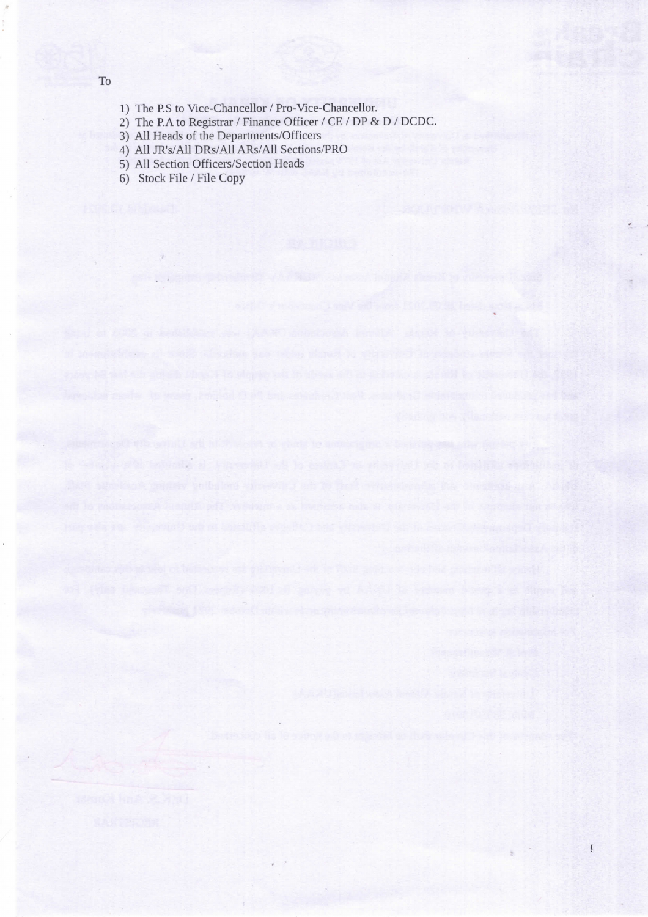To

1) The P.S to Vice-Chancellor / Pro-Vice-Chancellor.
2) The P.A to Registrar / Finance Officer / CE / DP & D / DCDC.
3) All Heads of the Departments/Officers
4) All JR's/All DRs/All ARs/All Sections/PRO
5) All Section Officers/Section Heads
6) Stock File / File Copy